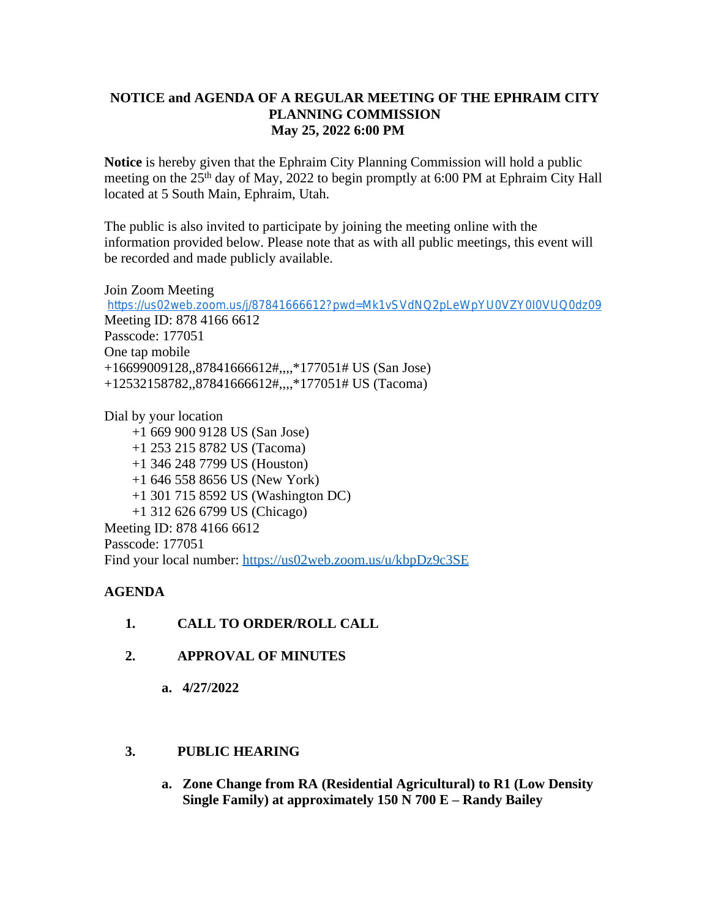# NOTICE and AGENDA OF A REGULAR MEETING OF THE EPHRAIM CITY PLANNING COMMISSION

**May 25, 2022 6:00 PM**

**Notice** is hereby given that the Ephraim City Planning Commission will hold a public meeting on the 25th day of May, 2022 to begin promptly at 6:00 PM at Ephraim City Hall located at 5 South Main, Ephraim, Utah.

The public is also invited to participate by joining the meeting online with the information provided below. Please note that as with all public meetings, this event will be recorded and made publicly available.

Join Zoom Meeting
https://us02web.zoom.us/j/87841666612?pwd=Mk1vSVdNQ2pLeWpYU0VZY0I0VUQ0dz09
Meeting ID: 878 4166 6612
Passcode: 177051
One tap mobile
+16699009128,,87841666612#,,,,*177051# US (San Jose)
+12532158782,,87841666612#,,,,*177051# US (Tacoma)

Dial by your location
+1 669 900 9128 US (San Jose)
+1 253 215 8782 US (Tacoma)
+1 346 248 7799 US (Houston)
+1 646 558 8656 US (New York)
+1 301 715 8592 US (Washington DC)
+1 312 626 6799 US (Chicago)
Meeting ID: 878 4166 6612
Passcode: 177051
Find your local number: https://us02web.zoom.us/u/kbpDz9c3SE

## AGENDA

1. **CALL TO ORDER/ROLL CALL**

2. **APPROVAL OF MINUTES**

   a. **4/27/2022**

3. **PUBLIC HEARING**

   a. **Zone Change from RA (Residential Agricultural) to R1 (Low Density Single Family) at approximately 150 N 700 E – Randy Bailey**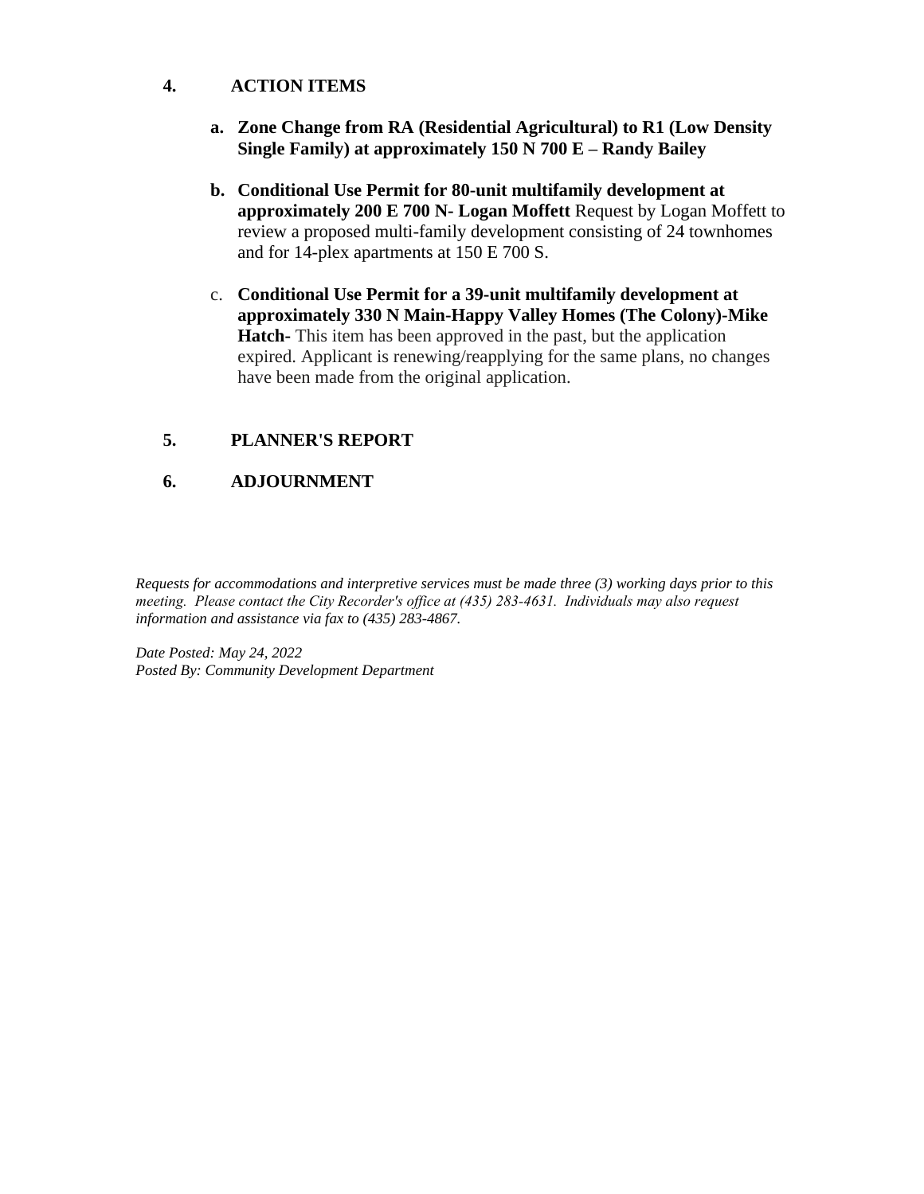## 4. ACTION ITEMS

a. **Zone Change from RA (Residential Agricultural) to R1 (Low Density Single Family) at approximately 150 N 700 E – Randy Bailey**

b. **Conditional Use Permit for 80-unit multifamily development at approximately 200 E 700 N- Logan Moffett** Request by Logan Moffett to review a proposed multi-family development consisting of 24 townhomes and for 14-plex apartments at 150 E 700 S.

c. **Conditional Use Permit for a 39-unit multifamily development at approximately 330 N Main-Happy Valley Homes (The Colony)-Mike Hatch-** This item has been approved in the past, but the application expired. Applicant is renewing/reapplying for the same plans, no changes have been made from the original application.

## 5. PLANNER'S REPORT

## 6. ADJOURNMENT

*Requests for accommodations and interpretive services must be made three (3) working days prior to this meeting. Please contact the City Recorder's office at (435) 283-4631. Individuals may also request information and assistance via fax to (435) 283-4867.*

*Date Posted: May 24, 2022*
*Posted By: Community Development Department*